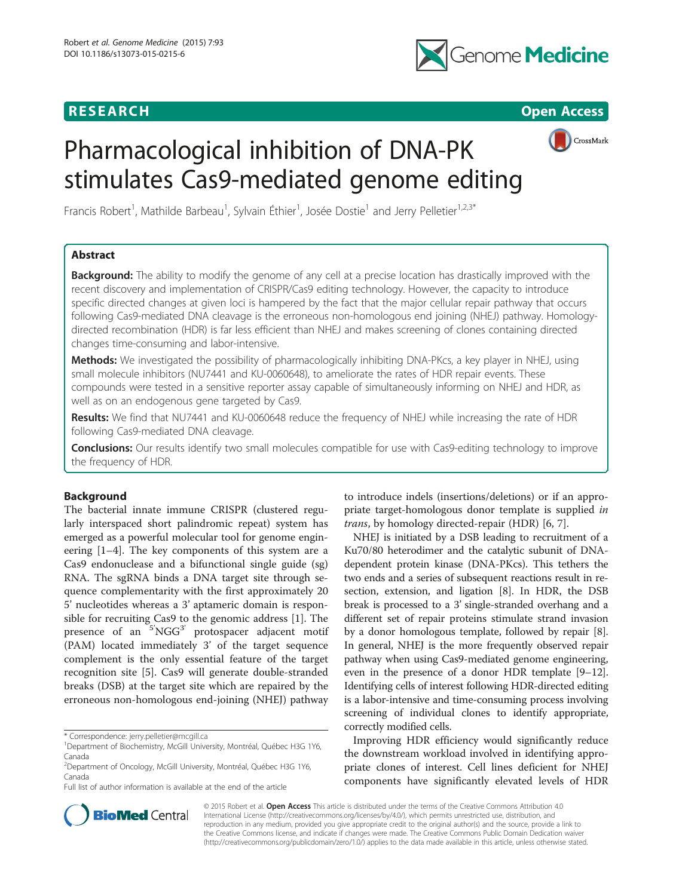RESEARCH Open Access

# Pharmacological inhibition of DNA-PK stimulates Cas9-mediated genome editing

Francis Robert[1], Mathilde Barbeau[1], Sylvain Éthier[1], Josée Dostie[1] and Jerry Pelletier[1,2,3*]

## Abstract

**Background:** The ability to modify the genome of any cell at a precise location has drastically improved with the recent discovery and implementation of CRISPR/Cas9 editing technology. However, the capacity to introduce specific directed changes at given loci is hampered by the fact that the major cellular repair pathway that occurs following Cas9-mediated DNA cleavage is the erroneous non-homologous end joining (NHEJ) pathway. Homology-directed recombination (HDR) is far less efficient than NHEJ and makes screening of clones containing directed changes time-consuming and labor-intensive.

**Methods:** We investigated the possibility of pharmacologically inhibiting DNA-PKcs, a key player in NHEJ, using small molecule inhibitors (NU7441 and KU-0060648), to ameliorate the rates of HDR repair events. These compounds were tested in a sensitive reporter assay capable of simultaneously informing on NHEJ and HDR, as well as on an endogenous gene targeted by Cas9.

**Results:** We find that NU7441 and KU-0060648 reduce the frequency of NHEJ while increasing the rate of HDR following Cas9-mediated DNA cleavage.

**Conclusions:** Our results identify two small molecules compatible for use with Cas9-editing technology to improve the frequency of HDR.

## Background

The bacterial innate immune CRISPR (clustered regularly interspaced short palindromic repeat) system has emerged as a powerful molecular tool for genome engineering [1–4]. The key components of this system are a Cas9 endonuclease and a bifunctional single guide (sg) RNA. The sgRNA binds a DNA target site through sequence complementarity with the first approximately 20 5' nucleotides whereas a 3' aptameric domain is responsible for recruiting Cas9 to the genomic address [1]. The presence of an $^{5'}$NGG$^{3'}$ protospacer adjacent motif (PAM) located immediately 3' of the target sequence complement is the only essential feature of the target recognition site [5]. Cas9 will generate double-stranded breaks (DSB) at the target site which are repaired by the erroneous non-homologous end-joining (NHEJ) pathway to introduce indels (insertions/deletions) or if an appropriate target-homologous donor template is supplied *in trans*, by homology directed-repair (HDR) [6, 7].

NHEJ is initiated by a DSB leading to recruitment of a Ku70/80 heterodimer and the catalytic subunit of DNA-dependent protein kinase (DNA-PKcs). This tethers the two ends and a series of subsequent reactions result in resection, extension, and ligation [8]. In HDR, the DSB break is processed to a 3' single-stranded overhang and a different set of repair proteins stimulate strand invasion by a donor homologous template, followed by repair [8]. In general, NHEJ is the more frequently observed repair pathway when using Cas9-mediated genome engineering, even in the presence of a donor HDR template [9–12]. Identifying cells of interest following HDR-directed editing is a labor-intensive and time-consuming process involving screening of individual clones to identify appropriate, correctly modified cells.

Improving HDR efficiency would significantly reduce the downstream workload involved in identifying appropriate clones of interest. Cell lines deficient for NHEJ components have significantly elevated levels of HDR

\* Correspondence: jerry.pelletier@mcgill.ca
[1]Department of Biochemistry, McGill University, Montréal, Québec H3G 1Y6, Canada
[2]Department of Oncology, McGill University, Montréal, Québec H3G 1Y6, Canada
Full list of author information is available at the end of the article

© 2015 Robert et al. **Open Access** This article is distributed under the terms of the Creative Commons Attribution 4.0 International License (http://creativecommons.org/licenses/by/4.0/), which permits unrestricted use, distribution, and reproduction in any medium, provided you give appropriate credit to the original author(s) and the source, provide a link to the Creative Commons license, and indicate if changes were made. The Creative Commons Public Domain Dedication waiver (http://creativecommons.org/publicdomain/zero/1.0/) applies to the data made available in this article, unless otherwise stated.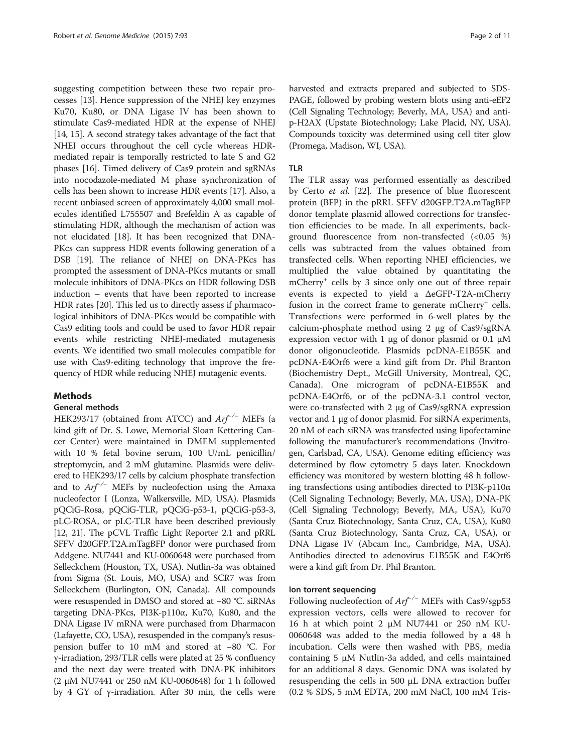suggesting competition between these two repair processes [13]. Hence suppression of the NHEJ key enzymes Ku70, Ku80, or DNA Ligase IV has been shown to stimulate Cas9-mediated HDR at the expense of NHEJ [14, 15]. A second strategy takes advantage of the fact that NHEJ occurs throughout the cell cycle whereas HDR-mediated repair is temporally restricted to late S and G2 phases [16]. Timed delivery of Cas9 protein and sgRNAs into nocodazole-mediated M phase synchronization of cells has been shown to increase HDR events [17]. Also, a recent unbiased screen of approximately 4,000 small molecules identified L755507 and Brefeldin A as capable of stimulating HDR, although the mechanism of action was not elucidated [18]. It has been recognized that DNA-PKcs can suppress HDR events following generation of a DSB [19]. The reliance of NHEJ on DNA-PKcs has prompted the assessment of DNA-PKcs mutants or small molecule inhibitors of DNA-PKcs on HDR following DSB induction – events that have been reported to increase HDR rates [20]. This led us to directly assess if pharmacological inhibitors of DNA-PKcs would be compatible with Cas9 editing tools and could be used to favor HDR repair events while restricting NHEJ-mediated mutagenesis events. We identified two small molecules compatible for use with Cas9-editing technology that improve the frequency of HDR while reducing NHEJ mutagenic events.

## Methods

### General methods

HEK293/17 (obtained from ATCC) and *Arf*$^{-/-}$ MEFs (a kind gift of Dr. S. Lowe, Memorial Sloan Kettering Cancer Center) were maintained in DMEM supplemented with 10 % fetal bovine serum, 100 U/mL penicillin/streptomycin, and 2 mM glutamine. Plasmids were delivered to HEK293/17 cells by calcium phosphate transfection and to *Arf*$^{-/-}$ MEFs by nucleofection using the Amaxa nucleofector I (Lonza, Walkersville, MD, USA). Plasmids pQCiG-Rosa, pQCiG-TLR, pQCiG-p53-1, pQCiG-p53-3, pLC-ROSA, or pLC-TLR have been described previously [12, 21]. The pCVL Traffic Light Reporter 2.1 and pRRL SFFV d20GFP.T2A.mTagBFP donor were purchased from Addgene. NU7441 and KU-0060648 were purchased from Selleckchem (Houston, TX, USA). Nutlin-3a was obtained from Sigma (St. Louis, MO, USA) and SCR7 was from Selleckchem (Burlington, ON, Canada). All compounds were resuspended in DMSO and stored at −80 °C. siRNAs targeting DNA-PKcs, PI3K-p110α, Ku70, Ku80, and the DNA Ligase IV mRNA were purchased from Dharmacon (Lafayette, CO, USA), resuspended in the company's resuspension buffer to 10 mM and stored at −80 °C. For γ-irradiation, 293/TLR cells were plated at 25 % confluency and the next day were treated with DNA-PK inhibitors (2 μM NU7441 or 250 nM KU-0060648) for 1 h followed by 4 GY of γ-irradiation. After 30 min, the cells were harvested and extracts prepared and subjected to SDS-PAGE, followed by probing western blots using anti-eEF2 (Cell Signaling Technology; Beverly, MA, USA) and anti-p-H2AX (Upstate Biotechnology; Lake Placid, NY, USA). Compounds toxicity was determined using cell titer glow (Promega, Madison, WI, USA).

### TLR

The TLR assay was performed essentially as described by Certo *et al.* [22]. The presence of blue fluorescent protein (BFP) in the pRRL SFFV d20GFP.T2A.mTagBFP donor template plasmid allowed corrections for transfection efficiencies to be made. In all experiments, background fluorescence from non-transfected (<0.05 %) cells was subtracted from the values obtained from transfected cells. When reporting NHEJ efficiencies, we multiplied the value obtained by quantitating the mCherry$^{+}$ cells by 3 since only one out of three repair events is expected to yield a ΔeGFP-T2A-mCherry fusion in the correct frame to generate mCherry$^{+}$ cells. Transfections were performed in 6-well plates by the calcium-phosphate method using 2 μg of Cas9/sgRNA expression vector with 1 μg of donor plasmid or 0.1 μM donor oligonucleotide. Plasmids pcDNA-E1B55K and pcDNA-E4Orf6 were a kind gift from Dr. Phil Branton (Biochemistry Dept., McGill University, Montreal, QC, Canada). One microgram of pcDNA-E1B55K and pcDNA-E4Orf6, or of the pcDNA-3.1 control vector, were co-transfected with 2 μg of Cas9/sgRNA expression vector and 1 μg of donor plasmid. For siRNA experiments, 20 nM of each siRNA was transfected using lipofectamine following the manufacturer's recommendations (Invitrogen, Carlsbad, CA, USA). Genome editing efficiency was determined by flow cytometry 5 days later. Knockdown efficiency was monitored by western blotting 48 h following transfections using antibodies directed to PI3K-p110α (Cell Signaling Technology; Beverly, MA, USA), DNA-PK (Cell Signaling Technology; Beverly, MA, USA), Ku70 (Santa Cruz Biotechnology, Santa Cruz, CA, USA), Ku80 (Santa Cruz Biotechnology, Santa Cruz, CA, USA), or DNA Ligase IV (Abcam Inc., Cambridge, MA, USA). Antibodies directed to adenovirus E1B55K and E4Orf6 were a kind gift from Dr. Phil Branton.

### Ion torrent sequencing

Following nucleofection of *Arf*$^{-/-}$ MEFs with Cas9/sgp53 expression vectors, cells were allowed to recover for 16 h at which point 2 μM NU7441 or 250 nM KU-0060648 was added to the media followed by a 48 h incubation. Cells were then washed with PBS, media containing 5 μM Nutlin-3a added, and cells maintained for an additional 8 days. Genomic DNA was isolated by resuspending the cells in 500 μL DNA extraction buffer (0.2 % SDS, 5 mM EDTA, 200 mM NaCl, 100 mM Tris-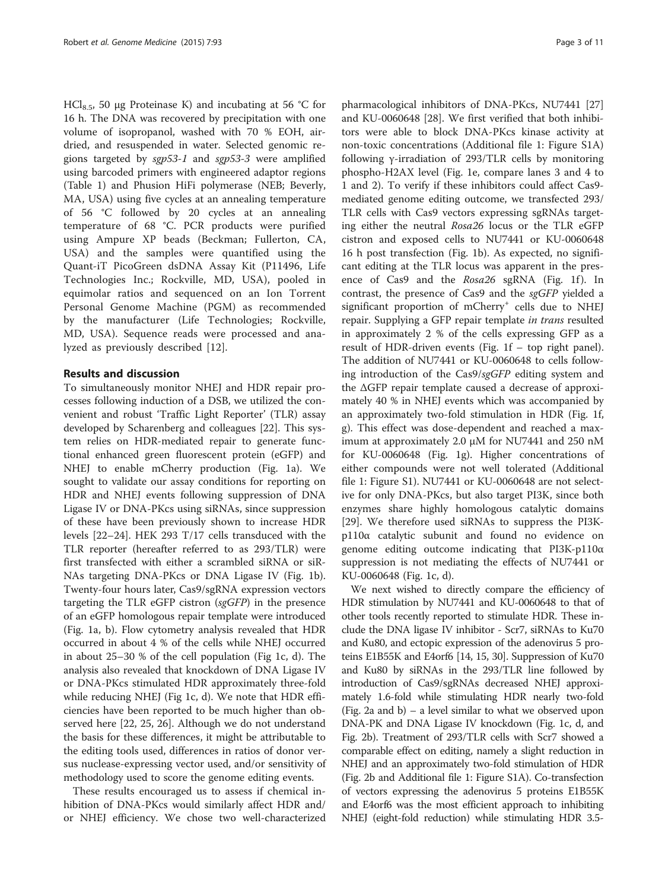$HCl_{8.5}$, 50 μg Proteinase K) and incubating at 56 °C for 16 h. The DNA was recovered by precipitation with one volume of isopropanol, washed with 70 % EOH, air-dried, and resuspended in water. Selected genomic regions targeted by *sgp53-1* and *sgp53-3* were amplified using barcoded primers with engineered adaptor regions (Table 1) and Phusion HiFi polymerase (NEB; Beverly, MA, USA) using five cycles at an annealing temperature of 56 °C followed by 20 cycles at an annealing temperature of 68 °C. PCR products were purified using Ampure XP beads (Beckman; Fullerton, CA, USA) and the samples were quantified using the Quant-iT PicoGreen dsDNA Assay Kit (P11496, Life Technologies Inc.; Rockville, MD, USA), pooled in equimolar ratios and sequenced on an Ion Torrent Personal Genome Machine (PGM) as recommended by the manufacturer (Life Technologies; Rockville, MD, USA). Sequence reads were processed and analyzed as previously described [12].

## Results and discussion

To simultaneously monitor NHEJ and HDR repair processes following induction of a DSB, we utilized the convenient and robust 'Traffic Light Reporter' (TLR) assay developed by Scharenberg and colleagues [22]. This system relies on HDR-mediated repair to generate functional enhanced green fluorescent protein (eGFP) and NHEJ to enable mCherry production (Fig. 1a). We sought to validate our assay conditions for reporting on HDR and NHEJ events following suppression of DNA Ligase IV or DNA-PKcs using siRNAs, since suppression of these have been previously shown to increase HDR levels [22–24]. HEK 293 T/17 cells transduced with the TLR reporter (hereafter referred to as 293/TLR) were first transfected with either a scrambled siRNA or siRNAs targeting DNA-PKcs or DNA Ligase IV (Fig. 1b). Twenty-four hours later, Cas9/sgRNA expression vectors targeting the TLR eGFP cistron (*sgGFP*) in the presence of an eGFP homologous repair template were introduced (Fig. 1a, b). Flow cytometry analysis revealed that HDR occurred in about 4 % of the cells while NHEJ occurred in about 25–30 % of the cell population (Fig 1c, d). The analysis also revealed that knockdown of DNA Ligase IV or DNA-PKcs stimulated HDR approximately three-fold while reducing NHEJ (Fig 1c, d). We note that HDR efficiencies have been reported to be much higher than observed here [22, 25, 26]. Although we do not understand the basis for these differences, it might be attributable to the editing tools used, differences in ratios of donor versus nuclease-expressing vector used, and/or sensitivity of methodology used to score the genome editing events.

These results encouraged us to assess if chemical inhibition of DNA-PKcs would similarly affect HDR and/or NHEJ efficiency. We chose two well-characterized pharmacological inhibitors of DNA-PKcs, NU7441 [27] and KU-0060648 [28]. We first verified that both inhibitors were able to block DNA-PKcs kinase activity at non-toxic concentrations (Additional file 1: Figure S1A) following γ-irradiation of 293/TLR cells by monitoring phospho-H2AX level (Fig. 1e, compare lanes 3 and 4 to 1 and 2). To verify if these inhibitors could affect Cas9-mediated genome editing outcome, we transfected 293/TLR cells with Cas9 vectors expressing sgRNAs targeting either the neutral *Rosa26* locus or the TLR eGFP cistron and exposed cells to NU7441 or KU-0060648 16 h post transfection (Fig. 1b). As expected, no significant editing at the TLR locus was apparent in the presence of Cas9 and the *Rosa26* sgRNA (Fig. 1f). In contrast, the presence of Cas9 and the *sgGFP* yielded a significant proportion of $mCherry^{+}$ cells due to NHEJ repair. Supplying a GFP repair template *in trans* resulted in approximately 2 % of the cells expressing GFP as a result of HDR-driven events (Fig. 1f – top right panel). The addition of NU7441 or KU-0060648 to cells following introduction of the Cas9/*sgGFP* editing system and the ΔGFP repair template caused a decrease of approximately 40 % in NHEJ events which was accompanied by an approximately two-fold stimulation in HDR (Fig. 1f, g). This effect was dose-dependent and reached a maximum at approximately 2.0 μM for NU7441 and 250 nM for KU-0060648 (Fig. 1g). Higher concentrations of either compounds were not well tolerated (Additional file 1: Figure S1). NU7441 or KU-0060648 are not selective for only DNA-PKcs, but also target PI3K, since both enzymes share highly homologous catalytic domains [29]. We therefore used siRNAs to suppress the PI3K-p110α catalytic subunit and found no evidence on genome editing outcome indicating that PI3K-p110α suppression is not mediating the effects of NU7441 or KU-0060648 (Fig. 1c, d).

We next wished to directly compare the efficiency of HDR stimulation by NU7441 and KU-0060648 to that of other tools recently reported to stimulate HDR. These include the DNA ligase IV inhibitor - Scr7, siRNAs to Ku70 and Ku80, and ectopic expression of the adenovirus 5 proteins E1B55K and E4orf6 [14, 15, 30]. Suppression of Ku70 and Ku80 by siRNAs in the 293/TLR line followed by introduction of Cas9/sgRNAs decreased NHEJ approximately 1.6-fold while stimulating HDR nearly two-fold (Fig. 2a and b) – a level similar to what we observed upon DNA-PK and DNA Ligase IV knockdown (Fig. 1c, d, and Fig. 2b). Treatment of 293/TLR cells with Scr7 showed a comparable effect on editing, namely a slight reduction in NHEJ and an approximately two-fold stimulation of HDR (Fig. 2b and Additional file 1: Figure S1A). Co-transfection of vectors expressing the adenovirus 5 proteins E1B55K and E4orf6 was the most efficient approach to inhibiting NHEJ (eight-fold reduction) while stimulating HDR 3.5-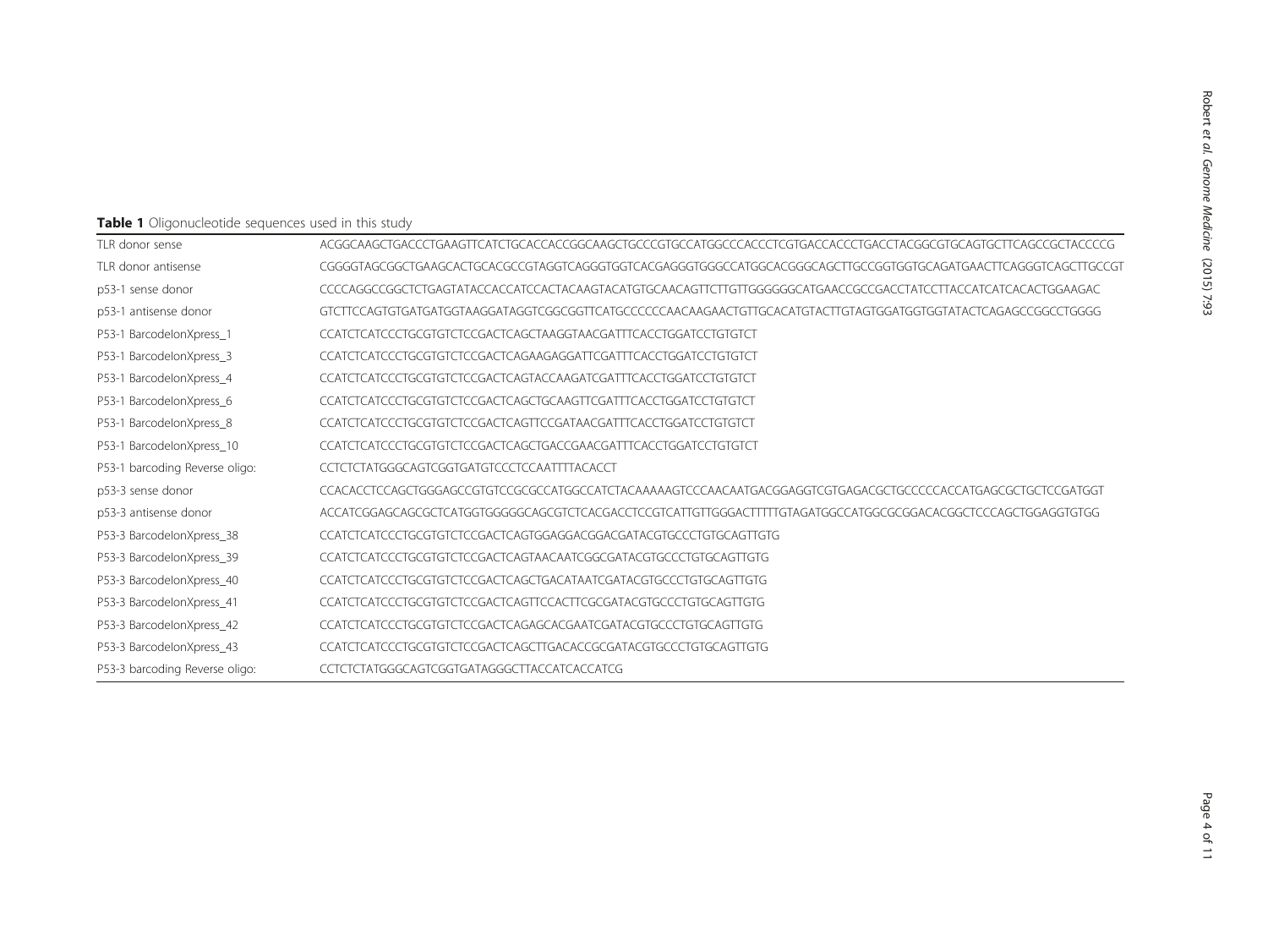**Table 1** Oligonucleotide sequences used in this study

| | |
|---|---|
| TLR donor sense | ACGGCAAGCTGACCCTGAAGTTCATCTGCACCACCGGCAAGCTGCCCGTGCCATGGCCCACCCTCGTGACCACCCTGACCTACGGCGTGCAGTGCTTCAGCCGCTACCCCG |
| TLR donor antisense | CGGGGTAGCGGCTGAAGCACTGCACGCCGTAGGTCAGGGTGGTCACGAGGGTGGGCCATGGCACGGGCAGCTTGCCGGTGGTGCAGATGAACTTCAGGGTCAGCTTGCCGT |
| p53-1 sense donor | CCCCAGGCCGGCTCTGAGTATACCACCATCCACTACAAGTACATGTGCAACAGTTCTTGTTGGGGGGCATGAACCGCCGACCTATCCTTACCATCATCACACTGGAAGAC |
| p53-1 antisense donor | GTCTTCCAGTGTGATGATGGTAAGGATAGGTCGGCGGTTCATGCCCCCCAACAAGAACTGTTGCACATGTACTTGTAGTGGATGGTGGTATACTCAGAGCCGGCCTGGGG |
| P53-1 BarcodeIonXpress_1 | CCATCTCATCCCTGCGTGTCTCCGACTCAGCTAAGGTAACGATTTCACCTGGATCCTGTGTCT |
| P53-1 BarcodeIonXpress_3 | CCATCTCATCCCTGCGTGTCTCCGACTCAGAAGAGGATTCGATTTCACCTGGATCCTGTGTCT |
| P53-1 BarcodeIonXpress_4 | CCATCTCATCCCTGCGTGTCTCCGACTCAGTACCAAGATCGATTTCACCTGGATCCTGTGTCT |
| P53-1 BarcodeIonXpress_6 | CCATCTCATCCCTGCGTGTCTCCGACTCAGCTGCAAGTTCGATTTCACCTGGATCCTGTGTCT |
| P53-1 BarcodeIonXpress_8 | CCATCTCATCCCTGCGTGTCTCCGACTCAGTTCCGATAACGATTTCACCTGGATCCTGTGTCT |
| P53-1 BarcodeIonXpress_10 | CCATCTCATCCCTGCGTGTCTCCGACTCAGCTGACCGAACGATTTCACCTGGATCCTGTGTCT |
| P53-1 barcoding Reverse oligo: | CCTCTCTATGGGCAGTCGGTGATGTCCCTCCAATTTTACACCT |
| p53-3 sense donor | CCACACCTCCAGCTGGGAGCCGTGTCCGCGCCATGGCCATCTACAAAAAGTCCCAACAATGACGGAGGTCGTGAGACGCTGCCCCCACCATGAGCGCTGCTCCGATGGT |
| p53-3 antisense donor | ACCATCGGAGCAGCGCTCATGGTGGGGGCAGCGTCTCACGACCTCCGTCATTGTTGGGACTTTTTGTAGATGGCCATGGCGCGGACACGGCTCCCAGCTGGAGGTGTGG |
| P53-3 BarcodeIonXpress_38 | CCATCTCATCCCTGCGTGTCTCCGACTCAGTGGAGGACGGACGATACGTGCCCTGTGCAGTTGTG |
| P53-3 BarcodeIonXpress_39 | CCATCTCATCCCTGCGTGTCTCCGACTCAGTAACAATCGGCGATACGTGCCCTGTGCAGTTGTG |
| P53-3 BarcodeIonXpress_40 | CCATCTCATCCCTGCGTGTCTCCGACTCAGCTGACATAATCGATACGTGCCCTGTGCAGTTGTG |
| P53-3 BarcodeIonXpress_41 | CCATCTCATCCCTGCGTGTCTCCGACTCAGTTCCACTTCGCGATACGTGCCCTGTGCAGTTGTG |
| P53-3 BarcodeIonXpress_42 | CCATCTCATCCCTGCGTGTCTCCGACTCAGAGCACGAATCGATACGTGCCCTGTGCAGTTGTG |
| P53-3 BarcodeIonXpress_43 | CCATCTCATCCCTGCGTGTCTCCGACTCAGCTTGACACCGCGATACGTGCCCTGTGCAGTTGTG |
| P53-3 barcoding Reverse oligo: | CCTCTCTATGGGCAGTCGGTGATAGGGCTTACCATCACCATCG |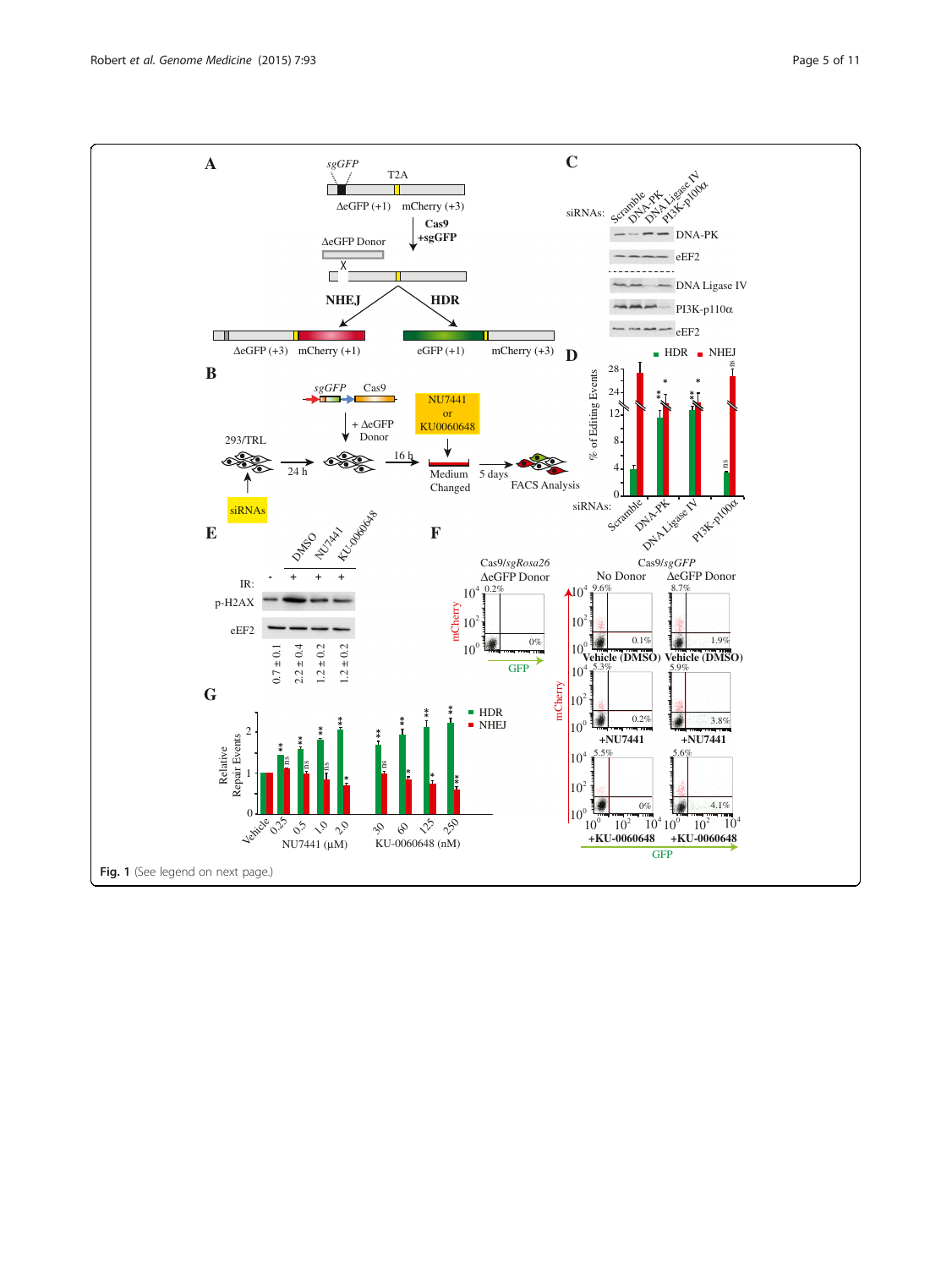Fig. 1 (See legend on next page.)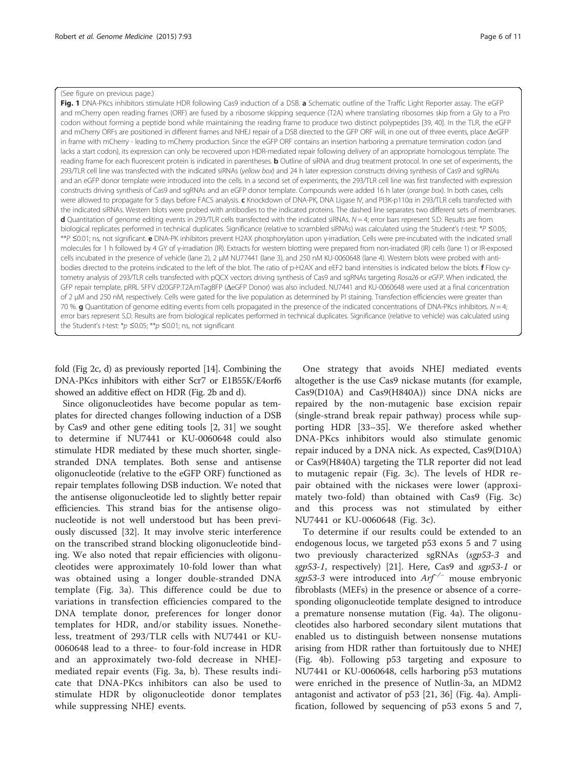(See figure on previous page.)

**Fig. 1** DNA-PKcs inhibitors stimulate HDR following Cas9 induction of a DSB. **a** Schematic outline of the Traffic Light Reporter assay. The eGFP and mCherry open reading frames (ORF) are fused by a ribosome skipping sequence (T2A) where translating ribosomes skip from a Gly to a Pro codon without forming a peptide bond while maintaining the reading frame to produce two distinct polypeptides [39, 40]. In the TLR, the eGFP and mCherry ORFs are positioned in different frames and NHEJ repair of a DSB directed to the GFP ORF will, in one out of three events, place ΔeGFP in frame with mCherry - leading to mCherry production. Since the eGFP ORF contains an insertion harboring a premature termination codon (and lacks a start codon), its expression can only be recovered upon HDR-mediated repair following delivery of an appropriate homologous template. The reading frame for each fluorescent protein is indicated in parentheses. **b** Outline of siRNA and drug treatment protocol. In one set of experiments, the 293/TLR cell line was transfected with the indicated siRNAs (*yellow box*) and 24 h later expression constructs driving synthesis of Cas9 and sgRNAs and an eGFP donor template were introduced into the cells. In a second set of experiments, the 293/TLR cell line was first transfected with expression constructs driving synthesis of Cas9 and sgRNAs and an eGFP donor template. Compounds were added 16 h later (*orange box*). In both cases, cells were allowed to propagate for 5 days before FACS analysis. **c** Knockdown of DNA-PK, DNA Ligase IV, and PI3K-p110α in 293/TLR cells transfected with the indicated siRNAs. Western blots were probed with antibodies to the indicated proteins. The dashed line separates two different sets of membranes. **d** Quantitation of genome editing events in 293/TLR cells transfected with the indicated siRNAs. $N = 4$; error bars represent S.D. Results are from biological replicates performed in technical duplicates. Significance (relative to scrambled siRNAs) was calculated using the Student's *t*-test: \**P* ≤0.05; \*\**P* ≤0.01; ns, not significant. **e** DNA-PK inhibitors prevent H2AX phosphorylation upon γ-irradiation. Cells were pre-incubated with the indicated small molecules for 1 h followed by 4 GY of γ-irradiation (IR). Extracts for western blotting were prepared from non-irradiated (IR) cells (lane 1) or IR-exposed cells incubated in the presence of vehicle (lane 2), 2 μM NU77441 (lane 3), and 250 nM KU-0060648 (lane 4). Western blots were probed with antibodies directed to the proteins indicated to the left of the blot. The ratio of p-H2AX and eEF2 band intensities is indicated below the blots. **f** Flow cytometry analysis of 293/TLR cells transfected with pQCX vectors driving synthesis of Cas9 and sgRNAs targeting *Rosa26* or *eGFP*. When indicated, the GFP repair template, pRRL SFFV d20GFP.T2A.mTagBFP (ΔeGFP Donor) was also included. NU7441 and KU-0060648 were used at a final concentration of 2 μM and 250 nM, respectively. Cells were gated for the live population as determined by PI staining. Transfection efficiencies were greater than 70 %. **g** Quantitation of genome editing events from cells propagated in the presence of the indicated concentrations of DNA-PKcs inhibitors. $N = 4$; error bars represent S.D. Results are from biological replicates performed in technical duplicates. Significance (relative to vehicle) was calculated using the Student's *t*-test: \**p* ≤0.05; \*\**p* ≤0.01; ns, not significant

fold (Fig 2c, d) as previously reported [14]. Combining the DNA-PKcs inhibitors with either Scr7 or E1B55K/E4orf6 showed an additive effect on HDR (Fig. 2b and d).

Since oligonucleotides have become popular as templates for directed changes following induction of a DSB by Cas9 and other gene editing tools [2, 31] we sought to determine if NU7441 or KU-0060648 could also stimulate HDR mediated by these much shorter, single-stranded DNA templates. Both sense and antisense oligonucleotide (relative to the eGFP ORF) functioned as repair templates following DSB induction. We noted that the antisense oligonucleotide led to slightly better repair efficiencies. This strand bias for the antisense oligonucleotide is not well understood but has been previously discussed [32]. It may involve steric interference on the transcribed strand blocking oligonucleotide binding. We also noted that repair efficiencies with oligonucleotides were approximately 10-fold lower than what was obtained using a longer double-stranded DNA template (Fig. 3a). This difference could be due to variations in transfection efficiencies compared to the DNA template donor, preferences for longer donor templates for HDR, and/or stability issues. Nonetheless, treatment of 293/TLR cells with NU7441 or KU-0060648 lead to a three- to four-fold increase in HDR and an approximately two-fold decrease in NHEJ-mediated repair events (Fig. 3a, b). These results indicate that DNA-PKcs inhibitors can also be used to stimulate HDR by oligonucleotide donor templates while suppressing NHEJ events.

One strategy that avoids NHEJ mediated events altogether is the use Cas9 nickase mutants (for example, Cas9(D10A) and Cas9(H840A)) since DNA nicks are repaired by the non-mutagenic base excision repair (single-strand break repair pathway) process while supporting HDR [33–35]. We therefore asked whether DNA-PKcs inhibitors would also stimulate genomic repair induced by a DNA nick. As expected, Cas9(D10A) or Cas9(H840A) targeting the TLR reporter did not lead to mutagenic repair (Fig. 3c). The levels of HDR repair obtained with the nickases were lower (approximately two-fold) than obtained with Cas9 (Fig. 3c) and this process was not stimulated by either NU7441 or KU-0060648 (Fig. 3c).

To determine if our results could be extended to an endogenous locus, we targeted p53 exons 5 and 7 using two previously characterized sgRNAs (*sgp53-3* and *sgp53-1*, respectively) [21]. Here, Cas9 and *sgp53-1* or *sgp53-3* were introduced into $Arf^{-/-}$ mouse embryonic fibroblasts (MEFs) in the presence or absence of a corresponding oligonucleotide template designed to introduce a premature nonsense mutation (Fig. 4a). The oligonucleotides also harbored secondary silent mutations that enabled us to distinguish between nonsense mutations arising from HDR rather than fortuitously due to NHEJ (Fig. 4b). Following p53 targeting and exposure to NU7441 or KU-0060648, cells harboring p53 mutations were enriched in the presence of Nutlin-3a, an MDM2 antagonist and activator of p53 [21, 36] (Fig. 4a). Amplification, followed by sequencing of p53 exons 5 and 7,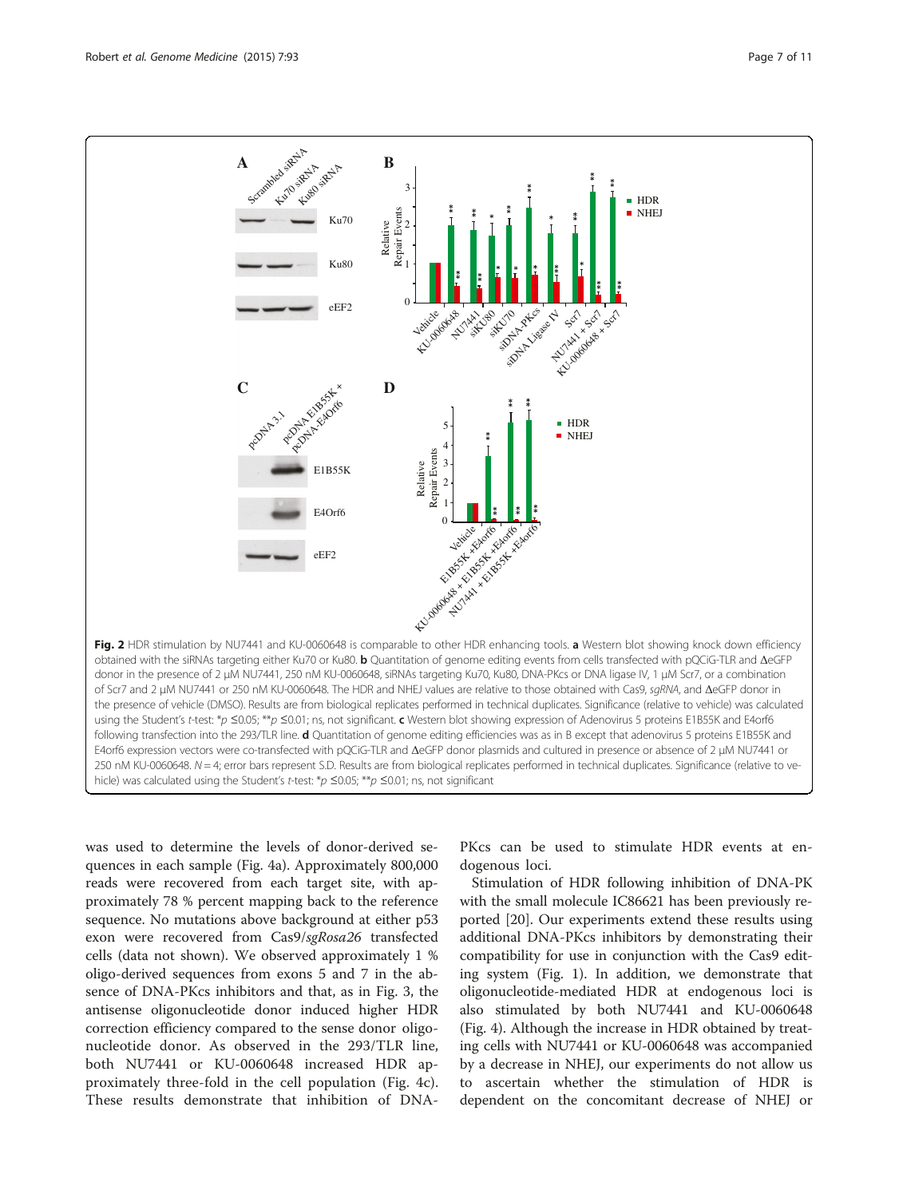**Fig. 2** HDR stimulation by NU7441 and KU-0060648 is comparable to other HDR enhancing tools. **a** Western blot showing knock down efficiency obtained with the siRNAs targeting either Ku70 or Ku80. **b** Quantitation of genome editing events from cells transfected with pQCiG-TLR and ΔeGFP donor in the presence of 2 μM NU7441, 250 nM KU-0060648, siRNAs targeting Ku70, Ku80, DNA-PKcs or DNA ligase IV, 1 μM Scr7, or a combination of Scr7 and 2 μM NU7441 or 250 nM KU-0060648. The HDR and NHEJ values are relative to those obtained with Cas9, *sgRNA*, and ΔeGFP donor in the presence of vehicle (DMSO). Results are from biological replicates performed in technical duplicates. Significance (relative to vehicle) was calculated using the Student's *t*-test: \*$p \leq 0.05$; \*\*$p \leq 0.01$; ns, not significant. **c** Western blot showing expression of Adenovirus 5 proteins E1B55K and E4orf6 following transfection into the 293/TLR line. **d** Quantitation of genome editing efficiencies was as in B except that adenovirus 5 proteins E1B55K and E4orf6 expression vectors were co-transfected with pQCiG-TLR and ΔeGFP donor plasmids and cultured in presence or absence of 2 μM NU7441 or 250 nM KU-0060648. $N = 4$; error bars represent S.D. Results are from biological replicates performed in technical duplicates. Significance (relative to vehicle) was calculated using the Student's *t*-test: \*$p \leq 0.05$; \*\*$p \leq 0.01$; ns, not significant

was used to determine the levels of donor-derived sequences in each sample (Fig. 4a). Approximately 800,000 reads were recovered from each target site, with approximately 78 % percent mapping back to the reference sequence. No mutations above background at either p53 exon were recovered from Cas9/*sgRosa26* transfected cells (data not shown). We observed approximately 1 % oligo-derived sequences from exons 5 and 7 in the absence of DNA-PKcs inhibitors and that, as in Fig. 3, the antisense oligonucleotide donor induced higher HDR correction efficiency compared to the sense donor oligonucleotide donor. As observed in the 293/TLR line, both NU7441 or KU-0060648 increased HDR approximately three-fold in the cell population (Fig. 4c). These results demonstrate that inhibition of DNA-PKcs can be used to stimulate HDR events at endogenous loci.

Stimulation of HDR following inhibition of DNA-PK with the small molecule IC86621 has been previously reported [20]. Our experiments extend these results using additional DNA-PKcs inhibitors by demonstrating their compatibility for use in conjunction with the Cas9 editing system (Fig. 1). In addition, we demonstrate that oligonucleotide-mediated HDR at endogenous loci is also stimulated by both NU7441 and KU-0060648 (Fig. 4). Although the increase in HDR obtained by treating cells with NU7441 or KU-0060648 was accompanied by a decrease in NHEJ, our experiments do not allow us to ascertain whether the stimulation of HDR is dependent on the concomitant decrease of NHEJ or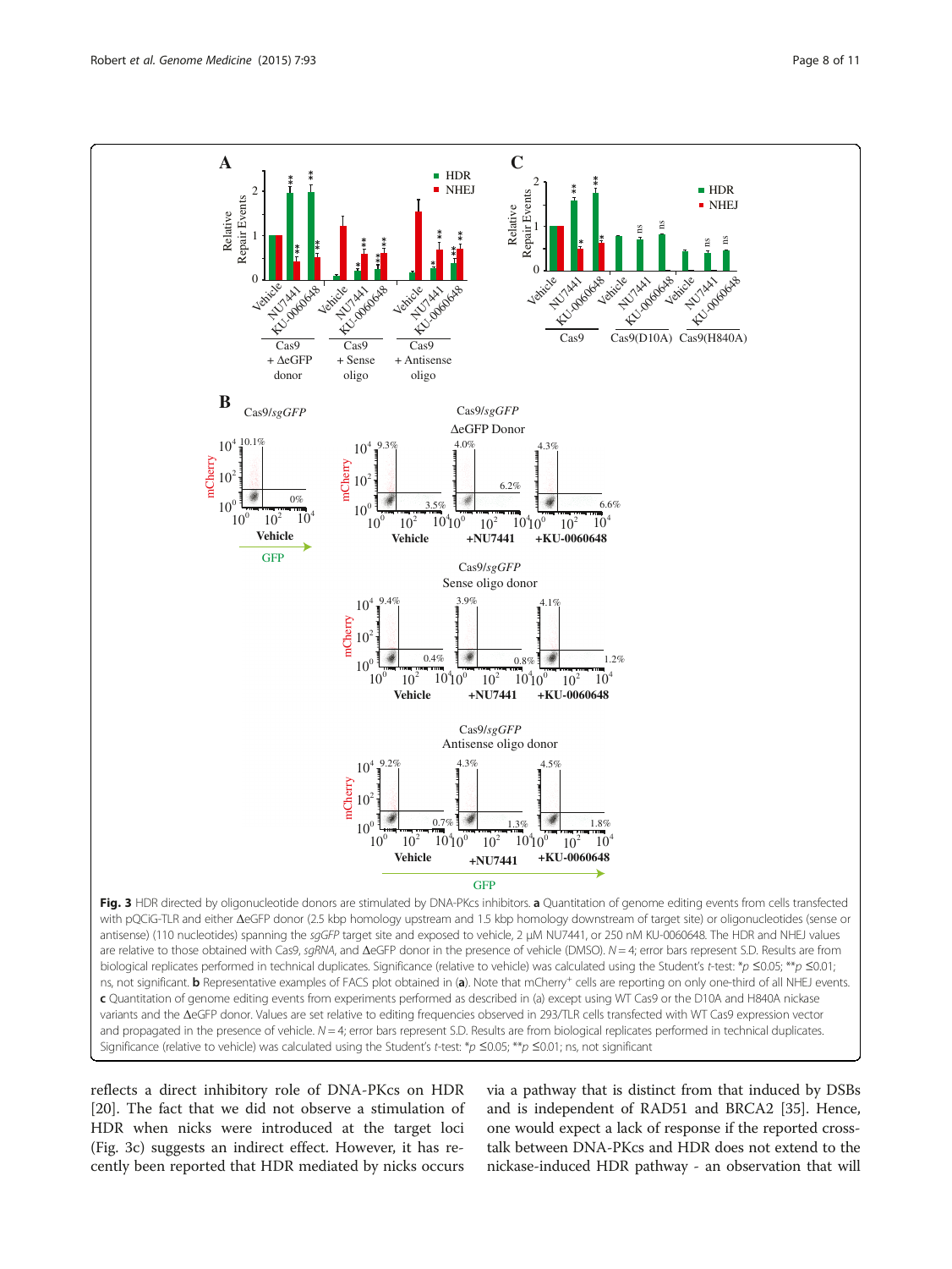**Fig. 3** HDR directed by oligonucleotide donors are stimulated by DNA-PKcs inhibitors. **a** Quantitation of genome editing events from cells transfected with pQCiG-TLR and either ΔeGFP donor (2.5 kbp homology upstream and 1.5 kbp homology downstream of target site) or oligonucleotides (sense or antisense) (110 nucleotides) spanning the *sgGFP* target site and exposed to vehicle, 2 μM NU7441, or 250 nM KU-0060648. The HDR and NHEJ values are relative to those obtained with Cas9, *sgRNA*, and ΔeGFP donor in the presence of vehicle (DMSO). $N = 4$; error bars represent S.D. Results are from biological replicates performed in technical duplicates. Significance (relative to vehicle) was calculated using the Student's *t*-test: \*$p \leq 0.05$; \*\*$p \leq 0.01$; ns, not significant. **b** Representative examples of FACS plot obtained in (**a**). Note that $mCherry^{+}$ cells are reporting on only one-third of all NHEJ events. **c** Quantitation of genome editing events from experiments performed as described in (a) except using WT Cas9 or the D10A and H840A nickase variants and the ΔeGFP donor. Values are set relative to editing frequencies observed in 293/TLR cells transfected with WT Cas9 expression vector and propagated in the presence of vehicle. $N = 4$; error bars represent S.D. Results are from biological replicates performed in technical duplicates. Significance (relative to vehicle) was calculated using the Student's *t*-test: \*$p \leq 0.05$; \*\*$p \leq 0.01$; ns, not significant

reflects a direct inhibitory role of DNA-PKcs on HDR [20]. The fact that we did not observe a stimulation of HDR when nicks were introduced at the target loci (Fig. 3c) suggests an indirect effect. However, it has recently been reported that HDR mediated by nicks occurs via a pathway that is distinct from that induced by DSBs and is independent of RAD51 and BRCA2 [35]. Hence, one would expect a lack of response if the reported crosstalk between DNA-PKcs and HDR does not extend to the nickase-induced HDR pathway - an observation that will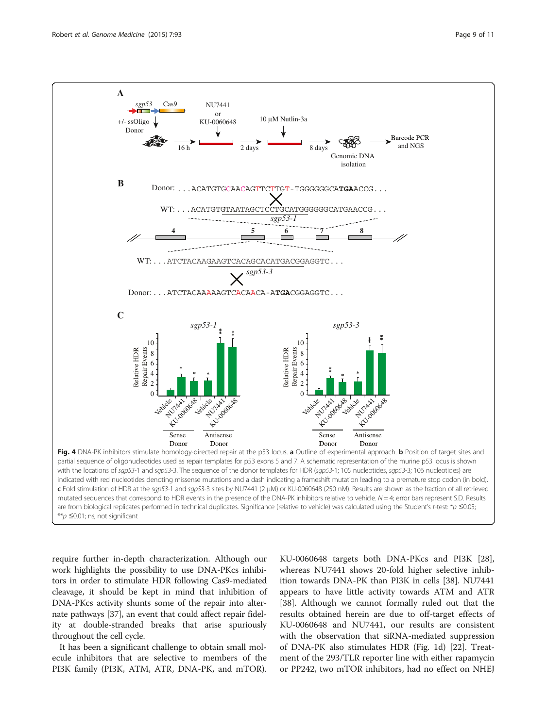**Fig. 4** DNA-PK inhibitors stimulate homology-directed repair at the p53 locus. **a** Outline of experimental approach. **b** Position of target sites and partial sequence of oligonucleotides used as repair templates for p53 exons 5 and 7. A schematic representation of the murine p53 locus is shown with the locations of *sgp53*-1 and *sgp53*-3. The sequence of the donor templates for HDR (*sgp53*-1; 105 nucleotides, *sgp53*-3; 106 nucleotides) are indicated with red nucleotides denoting missense mutations and a dash indicating a frameshift mutation leading to a premature stop codon (in bold). **c** Fold stimulation of HDR at the *sgp53*-1 and *sgp53*-3 sites by NU7441 (2 μM) or KU-0060648 (250 nM). Results are shown as the fraction of all retrieved mutated sequences that correspond to HDR events in the presence of the DNA-PK inhibitors relative to vehicle. $N = 4$; error bars represent S.D. Results are from biological replicates performed in technical duplicates. Significance (relative to vehicle) was calculated using the Student's *t*-test: \*$p \leq 0.05$; \*\*$p \leq 0.01$; ns, not significant

require further in-depth characterization. Although our work highlights the possibility to use DNA-PKcs inhibitors in order to stimulate HDR following Cas9-mediated cleavage, it should be kept in mind that inhibition of DNA-PKcs activity shunts some of the repair into alternate pathways [37], an event that could affect repair fidelity at double-stranded breaks that arise spuriously throughout the cell cycle.

It has been a significant challenge to obtain small molecule inhibitors that are selective to members of the PI3K family (PI3K, ATM, ATR, DNA-PK, and mTOR). KU-0060648 targets both DNA-PKcs and PI3K [28], whereas NU7441 shows 20-fold higher selective inhibition towards DNA-PK than PI3K in cells [38]. NU7441 appears to have little activity towards ATM and ATR [38]. Although we cannot formally ruled out that the results obtained herein are due to off-target effects of KU-0060648 and NU7441, our results are consistent with the observation that siRNA-mediated suppression of DNA-PK also stimulates HDR (Fig. 1d) [22]. Treatment of the 293/TLR reporter line with either rapamycin or PP242, two mTOR inhibitors, had no effect on NHEJ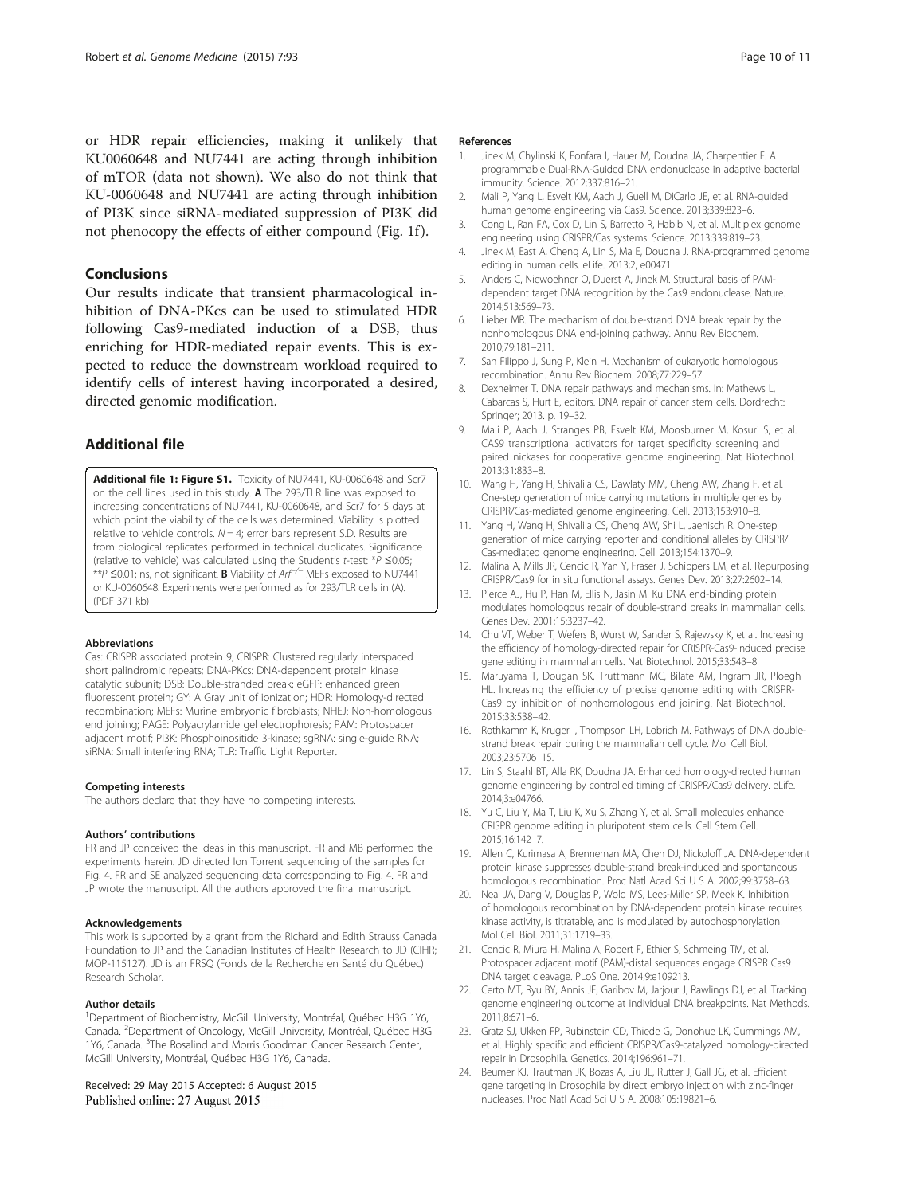or HDR repair efficiencies, making it unlikely that KU0060648 and NU7441 are acting through inhibition of mTOR (data not shown). We also do not think that KU-0060648 and NU7441 are acting through inhibition of PI3K since siRNA-mediated suppression of PI3K did not phenocopy the effects of either compound (Fig. 1f).

## Conclusions

Our results indicate that transient pharmacological inhibition of DNA-PKcs can be used to stimulated HDR following Cas9-mediated induction of a DSB, thus enriching for HDR-mediated repair events. This is expected to reduce the downstream workload required to identify cells of interest having incorporated a desired, directed genomic modification.

## Additional file

**Additional file 1: Figure S1.** Toxicity of NU7441, KU-0060648 and Scr7 on the cell lines used in this study. **A** The 293/TLR line was exposed to increasing concentrations of NU7441, KU-0060648, and Scr7 for 5 days at which point the viability of the cells was determined. Viability is plotted relative to vehicle controls. $N = 4$; error bars represent S.D. Results are from biological replicates performed in technical duplicates. Significance (relative to vehicle) was calculated using the Student's *t*-test: $^{*}P \leq 0.05$; $^{**}P \leq 0.01$; ns, not significant. **B** Viability of $Arf^{-/-}$ MEFs exposed to NU7441 or KU-0060648. Experiments were performed as for 293/TLR cells in (A). (PDF 371 kb)

#### Abbreviations

Cas: CRISPR associated protein 9; CRISPR: Clustered regularly interspaced short palindromic repeats; DNA-PKcs: DNA-dependent protein kinase catalytic subunit; DSB: Double-stranded break; eGFP: enhanced green fluorescent protein; GY: A Gray unit of ionization; HDR: Homology-directed recombination; MEFs: Murine embryonic fibroblasts; NHEJ: Non-homologous end joining; PAGE: Polyacrylamide gel electrophoresis; PAM: Protospacer adjacent motif; PI3K: Phosphoinositide 3-kinase; sgRNA: single-guide RNA; siRNA: Small interfering RNA; TLR: Traffic Light Reporter.

#### Competing interests

The authors declare that they have no competing interests.

#### Authors' contributions

FR and JP conceived the ideas in this manuscript. FR and MB performed the experiments herein. JD directed Ion Torrent sequencing of the samples for Fig. 4. FR and SE analyzed sequencing data corresponding to Fig. 4. FR and JP wrote the manuscript. All the authors approved the final manuscript.

#### Acknowledgements

This work is supported by a grant from the Richard and Edith Strauss Canada Foundation to JP and the Canadian Institutes of Health Research to JD (CIHR; MOP-115127). JD is an FRSQ (Fonds de la Recherche en Santé du Québec) Research Scholar.

#### Author details

[1]Department of Biochemistry, McGill University, Montréal, Québec H3G 1Y6, Canada. [2]Department of Oncology, McGill University, Montréal, Québec H3G 1Y6, Canada. [3]The Rosalind and Morris Goodman Cancer Research Center, McGill University, Montréal, Québec H3G 1Y6, Canada.

Received: 29 May 2015 Accepted: 6 August 2015
Published online: 27 August 2015

#### References

1. Jinek M, Chylinski K, Fonfara I, Hauer M, Doudna JA, Charpentier E. A programmable Dual-RNA-Guided DNA endonuclease in adaptive bacterial immunity. Science. 2012;337:816–21.
2. Mali P, Yang L, Esvelt KM, Aach J, Guell M, DiCarlo JE, et al. RNA-guided human genome engineering via Cas9. Science. 2013;339:823–6.
3. Cong L, Ran FA, Cox D, Lin S, Barretto R, Habib N, et al. Multiplex genome engineering using CRISPR/Cas systems. Science. 2013;339:819–23.
4. Jinek M, East A, Cheng A, Lin S, Ma E, Doudna J. RNA-programmed genome editing in human cells. eLife. 2013;2, e00471.
5. Anders C, Niewoehner O, Duerst A, Jinek M. Structural basis of PAM-dependent target DNA recognition by the Cas9 endonuclease. Nature. 2014;513:569–73.
6. Lieber MR. The mechanism of double-strand DNA break repair by the nonhomologous DNA end-joining pathway. Annu Rev Biochem. 2010;79:181–211.
7. San Filippo J, Sung P, Klein H. Mechanism of eukaryotic homologous recombination. Annu Rev Biochem. 2008;77:229–57.
8. Dexheimer T. DNA repair pathways and mechanisms. In: Mathews L, Cabarcas S, Hurt E, editors. DNA repair of cancer stem cells. Dordrecht: Springer; 2013. p. 19–32.
9. Mali P, Aach J, Stranges PB, Esvelt KM, Moosburner M, Kosuri S, et al. CAS9 transcriptional activators for target specificity screening and paired nickases for cooperative genome engineering. Nat Biotechnol. 2013;31:833–8.
10. Wang H, Yang H, Shivalila CS, Dawlaty MM, Cheng AW, Zhang F, et al. One-step generation of mice carrying mutations in multiple genes by CRISPR/Cas-mediated genome engineering. Cell. 2013;153:910–8.
11. Yang H, Wang H, Shivalila CS, Cheng AW, Shi L, Jaenisch R. One-step generation of mice carrying reporter and conditional alleles by CRISPR/Cas-mediated genome engineering. Cell. 2013;154:1370–9.
12. Malina A, Mills JR, Cencic R, Yan Y, Fraser J, Schippers LM, et al. Repurposing CRISPR/Cas9 for in situ functional assays. Genes Dev. 2013;27:2602–14.
13. Pierce AJ, Hu P, Han M, Ellis N, Jasin M. Ku DNA end-binding protein modulates homologous repair of double-strand breaks in mammalian cells. Genes Dev. 2001;15:3237–42.
14. Chu VT, Weber T, Wefers B, Wurst W, Sander S, Rajewsky K, et al. Increasing the efficiency of homology-directed repair for CRISPR-Cas9-induced precise gene editing in mammalian cells. Nat Biotechnol. 2015;33:543–8.
15. Maruyama T, Dougan SK, Truttmann MC, Bilate AM, Ingram JR, Ploegh HL. Increasing the efficiency of precise genome editing with CRISPR-Cas9 by inhibition of nonhomologous end joining. Nat Biotechnol. 2015;33:538–42.
16. Rothkamm K, Kruger I, Thompson LH, Lobrich M. Pathways of DNA double-strand break repair during the mammalian cell cycle. Mol Cell Biol. 2003;23:5706–15.
17. Lin S, Staahl BT, Alla RK, Doudna JA. Enhanced homology-directed human genome engineering by controlled timing of CRISPR/Cas9 delivery. eLife. 2014;3:e04766.
18. Yu C, Liu Y, Ma T, Liu K, Xu S, Zhang Y, et al. Small molecules enhance CRISPR genome editing in pluripotent stem cells. Cell Stem Cell. 2015;16:142–7.
19. Allen C, Kurimasa A, Brenneman MA, Chen DJ, Nickoloff JA. DNA-dependent protein kinase suppresses double-strand break-induced and spontaneous homologous recombination. Proc Natl Acad Sci U S A. 2002;99:3758–63.
20. Neal JA, Dang V, Douglas P, Wold MS, Lees-Miller SP, Meek K. Inhibition of homologous recombination by DNA-dependent protein kinase requires kinase activity, is titratable, and is modulated by autophosphorylation. Mol Cell Biol. 2011;31:1719–33.
21. Cencic R, Miura H, Malina A, Robert F, Ethier S, Schmeing TM, et al. Protospacer adjacent motif (PAM)-distal sequences engage CRISPR Cas9 DNA target cleavage. PLoS One. 2014;9:e109213.
22. Certo MT, Ryu BY, Annis JE, Garibov M, Jarjour J, Rawlings DJ, et al. Tracking genome engineering outcome at individual DNA breakpoints. Nat Methods. 2011;8:671–6.
23. Gratz SJ, Ukken FP, Rubinstein CD, Thiede G, Donohue LK, Cummings AM, et al. Highly specific and efficient CRISPR/Cas9-catalyzed homology-directed repair in Drosophila. Genetics. 2014;196:961–71.
24. Beumer KJ, Trautman JK, Bozas A, Liu JL, Rutter J, Gall JG, et al. Efficient gene targeting in Drosophila by direct embryo injection with zinc-finger nucleases. Proc Natl Acad Sci U S A. 2008;105:19821–6.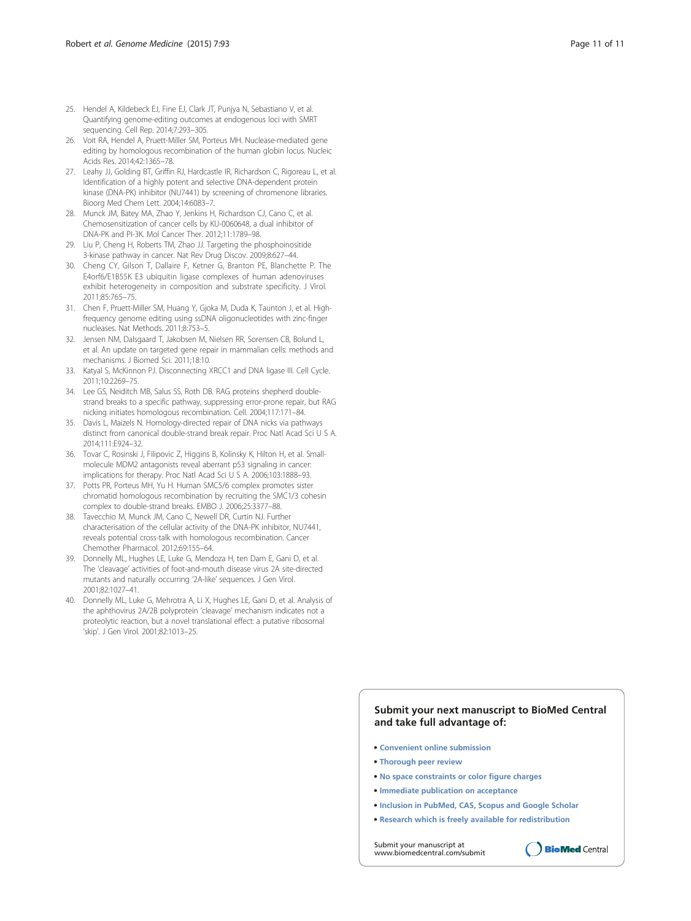25. Hendel A, Kildebeck EJ, Fine EJ, Clark JT, Punjya N, Sebastiano V, et al. Quantifying genome-editing outcomes at endogenous loci with SMRT sequencing. Cell Rep. 2014;7:293–305.
26. Voit RA, Hendel A, Pruett-Miller SM, Porteus MH. Nuclease-mediated gene editing by homologous recombination of the human globin locus. Nucleic Acids Res. 2014;42:1365–78.
27. Leahy JJ, Golding BT, Griffin RJ, Hardcastle IR, Richardson C, Rigoreau L, et al. Identification of a highly potent and selective DNA-dependent protein kinase (DNA-PK) inhibitor (NU7441) by screening of chromenone libraries. Bioorg Med Chem Lett. 2004;14:6083–7.
28. Munck JM, Batey MA, Zhao Y, Jenkins H, Richardson CJ, Cano C, et al. Chemosensitization of cancer cells by KU-0060648, a dual inhibitor of DNA-PK and PI-3K. Mol Cancer Ther. 2012;11:1789–98.
29. Liu P, Cheng H, Roberts TM, Zhao JJ. Targeting the phosphoinositide 3-kinase pathway in cancer. Nat Rev Drug Discov. 2009;8:627–44.
30. Cheng CY, Gilson T, Dallaire F, Ketner G, Branton PE, Blanchette P. The E4orf6/E1B55K E3 ubiquitin ligase complexes of human adenoviruses exhibit heterogeneity in composition and substrate specificity. J Virol. 2011;85:765–75.
31. Chen F, Pruett-Miller SM, Huang Y, Gjoka M, Duda K, Taunton J, et al. High-frequency genome editing using ssDNA oligonucleotides with zinc-finger nucleases. Nat Methods. 2011;8:753–5.
32. Jensen NM, Dalsgaard T, Jakobsen M, Nielsen RR, Sorensen CB, Bolund L, et al. An update on targeted gene repair in mammalian cells: methods and mechanisms. J Biomed Sci. 2011;18:10.
33. Katyal S, McKinnon PJ. Disconnecting XRCC1 and DNA ligase III. Cell Cycle. 2011;10:2269–75.
34. Lee GS, Neiditch MB, Salus SS, Roth DB. RAG proteins shepherd double-strand breaks to a specific pathway, suppressing error-prone repair, but RAG nicking initiates homologous recombination. Cell. 2004;117:171–84.
35. Davis L, Maizels N. Homology-directed repair of DNA nicks via pathways distinct from canonical double-strand break repair. Proc Natl Acad Sci U S A. 2014;111:E924–32.
36. Tovar C, Rosinski J, Filipovic Z, Higgins B, Kolinsky K, Hilton H, et al. Small-molecule MDM2 antagonists reveal aberrant p53 signaling in cancer: implications for therapy. Proc Natl Acad Sci U S A. 2006;103:1888–93.
37. Potts PR, Porteus MH, Yu H. Human SMC5/6 complex promotes sister chromatid homologous recombination by recruiting the SMC1/3 cohesin complex to double-strand breaks. EMBO J. 2006;25:3377–88.
38. Tavecchio M, Munck JM, Cano C, Newell DR, Curtin NJ. Further characterisation of the cellular activity of the DNA-PK inhibitor, NU7441, reveals potential cross-talk with homologous recombination. Cancer Chemother Pharmacol. 2012;69:155–64.
39. Donnelly ML, Hughes LE, Luke G, Mendoza H, ten Dam E, Gani D, et al. The 'cleavage' activities of foot-and-mouth disease virus 2A site-directed mutants and naturally occurring '2A-like' sequences. J Gen Virol. 2001;82:1027–41.
40. Donnelly ML, Luke G, Mehrotra A, Li X, Hughes LE, Gani D, et al. Analysis of the aphthovirus 2A/2B polyprotein 'cleavage' mechanism indicates not a proteolytic reaction, but a novel translational effect: a putative ribosomal 'skip'. J Gen Virol. 2001;82:1013–25.

**Submit your next manuscript to BioMed Central and take full advantage of:**

- **Convenient online submission**
- **Thorough peer review**
- **No space constraints or color figure charges**
- **Immediate publication on acceptance**
- **Inclusion in PubMed, CAS, Scopus and Google Scholar**
- **Research which is freely available for redistribution**

Submit your manuscript at
www.biomedcentral.com/submit

BioMed Central